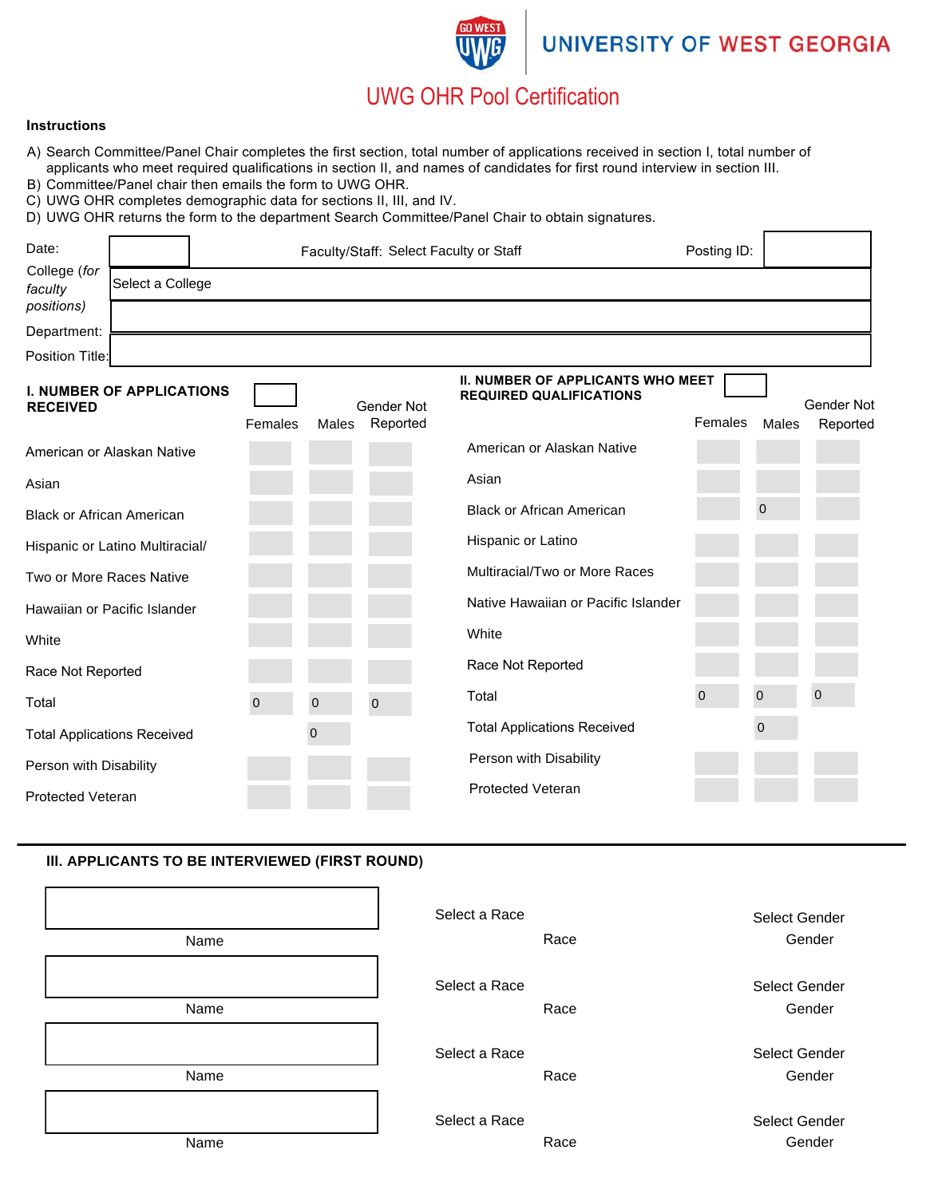# UWG OHR Pool Certification

**Instructions**

A) Search Committee/Panel Chair completes the first section, total number of applications received in section I, total number of applicants who meet required qualifications in section II, and names of candidates for first round interview in section III.
B) Committee/Panel chair then emails the form to UWG OHR.
C) UWG OHR completes demographic data for sections II, III, and IV.
D) UWG OHR returns the form to the department Search Committee/Panel Chair to obtain signatures.

Date: &nbsp;&nbsp;&nbsp;&nbsp; Faculty/Staff: Select Faculty or Staff &nbsp;&nbsp;&nbsp;&nbsp; Posting ID:

College (*for faculty positions*): Select a College

Department:

Position Title:

## I. NUMBER OF APPLICATIONS RECEIVED

| | Females | Males | Gender Not Reported |
|---|---|---|---|
| American or Alaskan Native | | | |
| Asian | | | |
| Black or African American | | | |
| Hispanic or Latino Multiracial/ | | | |
| Two or More Races Native | | | |
| Hawaiian or Pacific Islander | | | |
| White | | | |
| Race Not Reported | | | |
| Total | 0 | 0 | 0 |
| Total Applications Received | | 0 | |
| Person with Disability | | | |
| Protected Veteran | | | |

## II. NUMBER OF APPLICANTS WHO MEET REQUIRED QUALIFICATIONS

| | Females | Males | Gender Not Reported |
|---|---|---|---|
| American or Alaskan Native | | | |
| Asian | | | |
| Black or African American | | 0 | |
| Hispanic or Latino | | | |
| Multiracial/Two or More Races | | | |
| Native Hawaiian or Pacific Islander | | | |
| White | | | |
| Race Not Reported | | | |
| Total | 0 | 0 | 0 |
| Total Applications Received | | 0 | |
| Person with Disability | | | |
| Protected Veteran | | | |

## III. APPLICANTS TO BE INTERVIEWED (FIRST ROUND)

| Name | Race | Gender |
|---|---|---|
| | Select a Race | Select Gender |
| | Select a Race | Select Gender |
| | Select a Race | Select Gender |
| | Select a Race | Select Gender |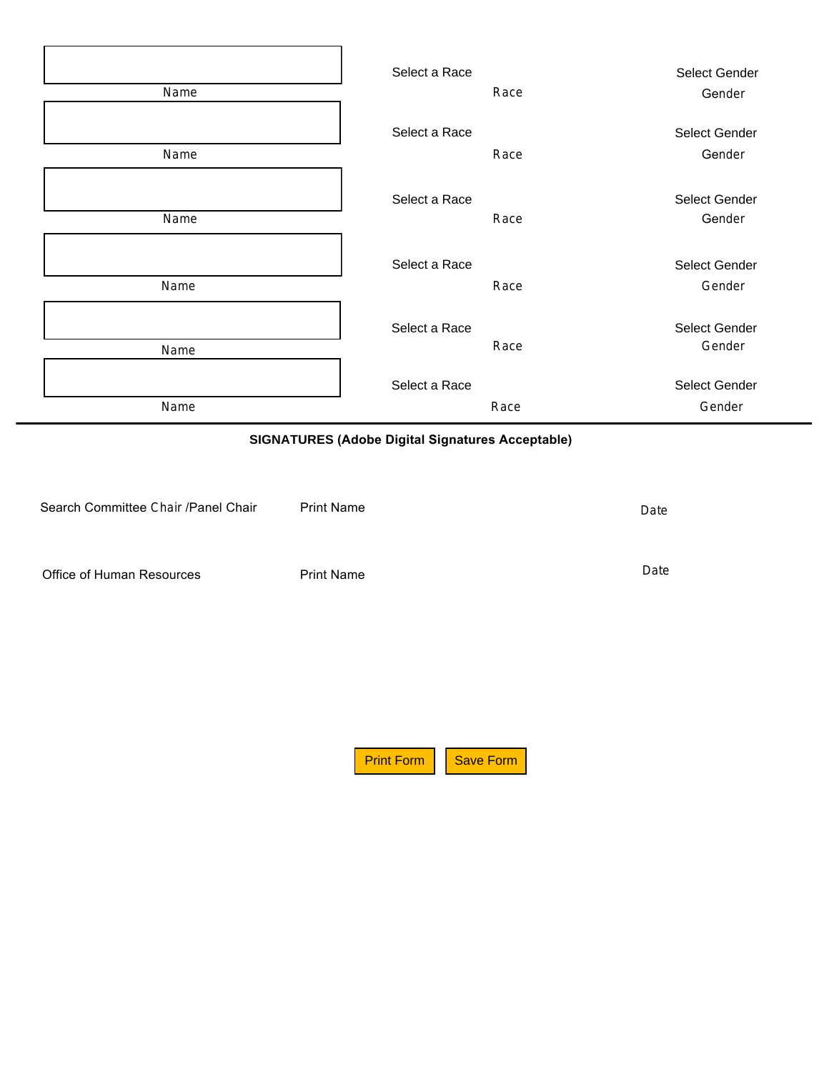| Name | Race | Gender |
| --- | --- | --- |
| | Select a Race | Select Gender |
| | Select a Race | Select Gender |
| | Select a Race | Select Gender |
| | Select a Race | Select Gender |
| | Select a Race | Select Gender |
| | Select a Race | Select Gender |

---

**SIGNATURES (Adobe Digital Signatures Acceptable)**

Search Committee Chair /Panel Chair        Print Name        Date

Office of Human Resources        Print Name        Date

Print Form    Save Form